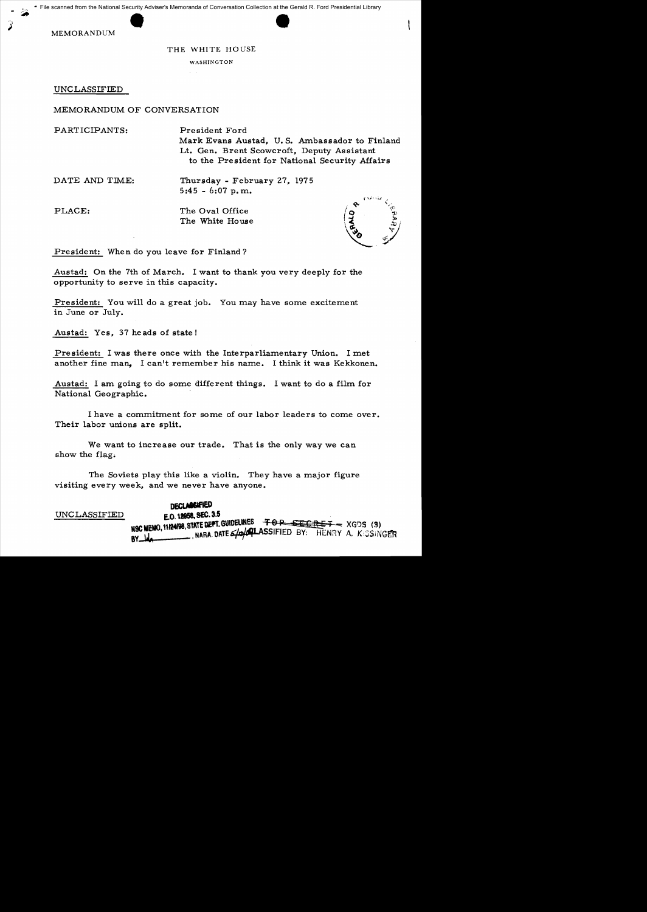File scanned from the National Security Adviser's Memoranda of Conversation Collection at the Gerald R. Ford Presidential Library

MEMORANDUM

THE WHITE HOUSE

WASHINGTON

UNCLASSIFIED

MEMORANDUM OF CONVERSATION

PARTICIPANTS: President Ford
Mark Evans Austad, U.S. Ambassador to Finland
Lt. Gen. Brent Scowcroft, Deputy Assistant to the President for National Security Affairs

DATE AND TIME: Thursday - February 27, 1975
5:45 - 6:07 p.m.

PLACE: The Oval Office
The White House

President: When do you leave for Finland?

Austad: On the 7th of March. I want to thank you very deeply for the opportunity to serve in this capacity.

President: You will do a great job. You may have some excitement in June or July.

Austad: Yes, 37 heads of state!

President: I was there once with the Interparliamentary Union. I met another fine man, I can't remember his name. I think it was Kekkonen.

Austad: I am going to do some different things. I want to do a film for National Geographic.

I have a commitment for some of our labor leaders to come over. Their labor unions are split.

We want to increase our trade. That is the only way we can show the flag.

The Soviets play this like a violin. They have a major figure visiting every week, and we never have anyone.

UNCLASSIFIED

DECLASSIFIED
E.O. 12958, SEC. 3.5
NSC MEMO, 11/24/98, STATE DEPT. GUIDELINES
BY ___, NARA, DATE ___

~~TOP SECRET~~ - XGDS (3)
CLASSIFIED BY: HENRY A. KISSINGER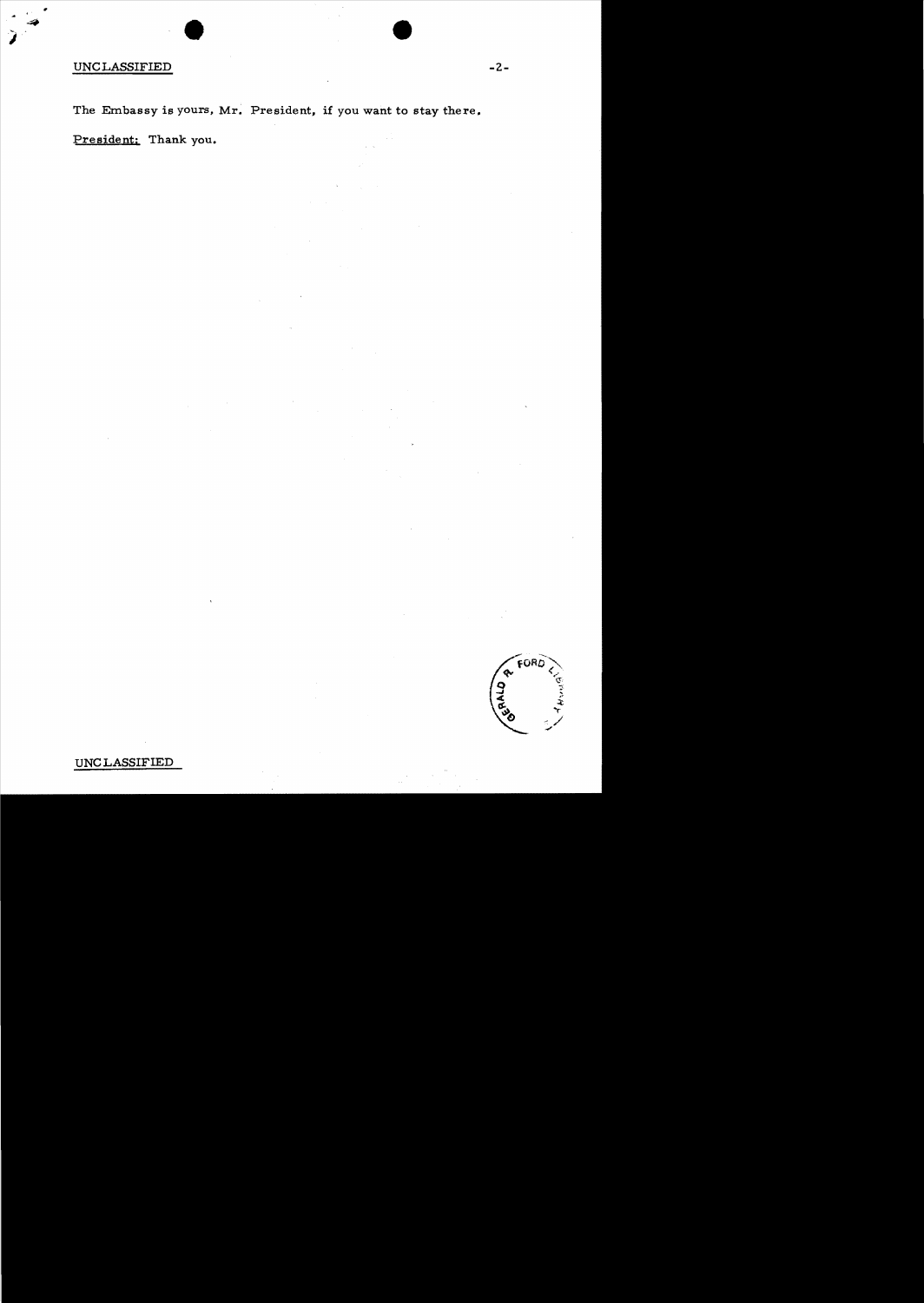UNCLASSIFIED

The Embassy is yours, Mr. President, if you want to stay there.

President: Thank you.

UNCLASSIFIED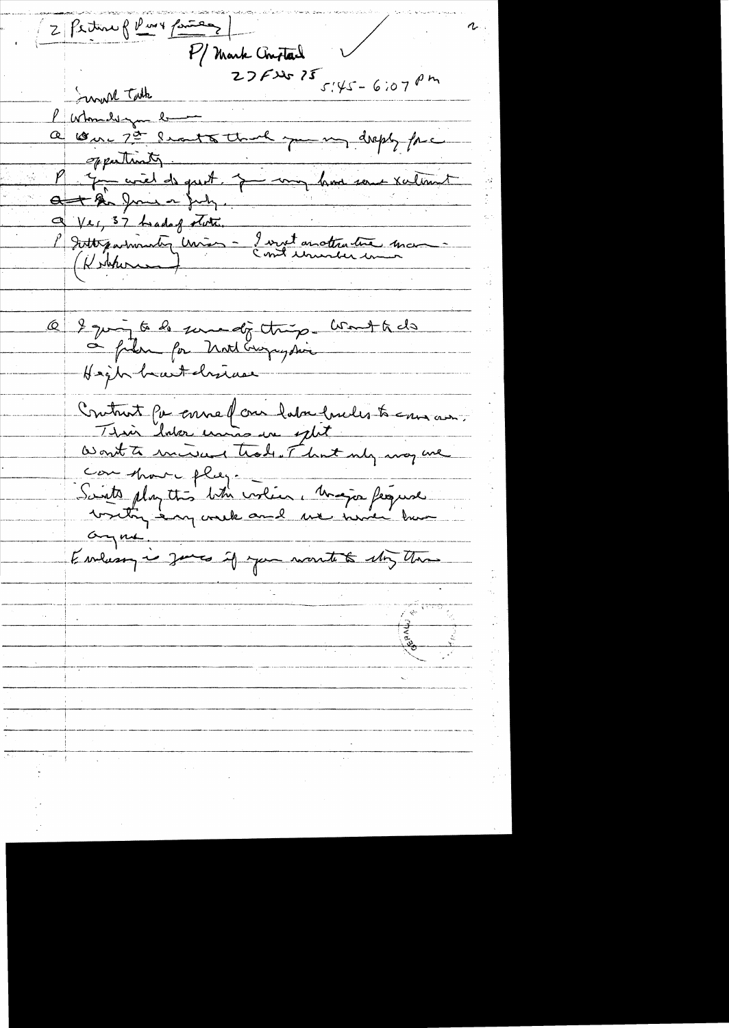[2 Pictures of P and family]

P/ Mark Anstad

27 Feb 75 5:45 - 6:07 pm

Small Talk

P Where do you live

Q Was 7th. I want to thank you very deeply for the opportunity.

P You are at quest. You may have some excitement at the Junior or July.

Q Yes, 37 heads of states.

P Interparliamentary Union - I met another time man - (Kekkonen) Cant remember name

Q I going to do something. Want to do a film for Natl Geographic

Height but decrease

Contract for some of our labor leaders to come over. Their labor unions are split

Want to increase trade. That only way we can trade play.

Saints play this little violin. Major figures visiting my week and we have been anyone.

Embassy is yours if you want to stay there